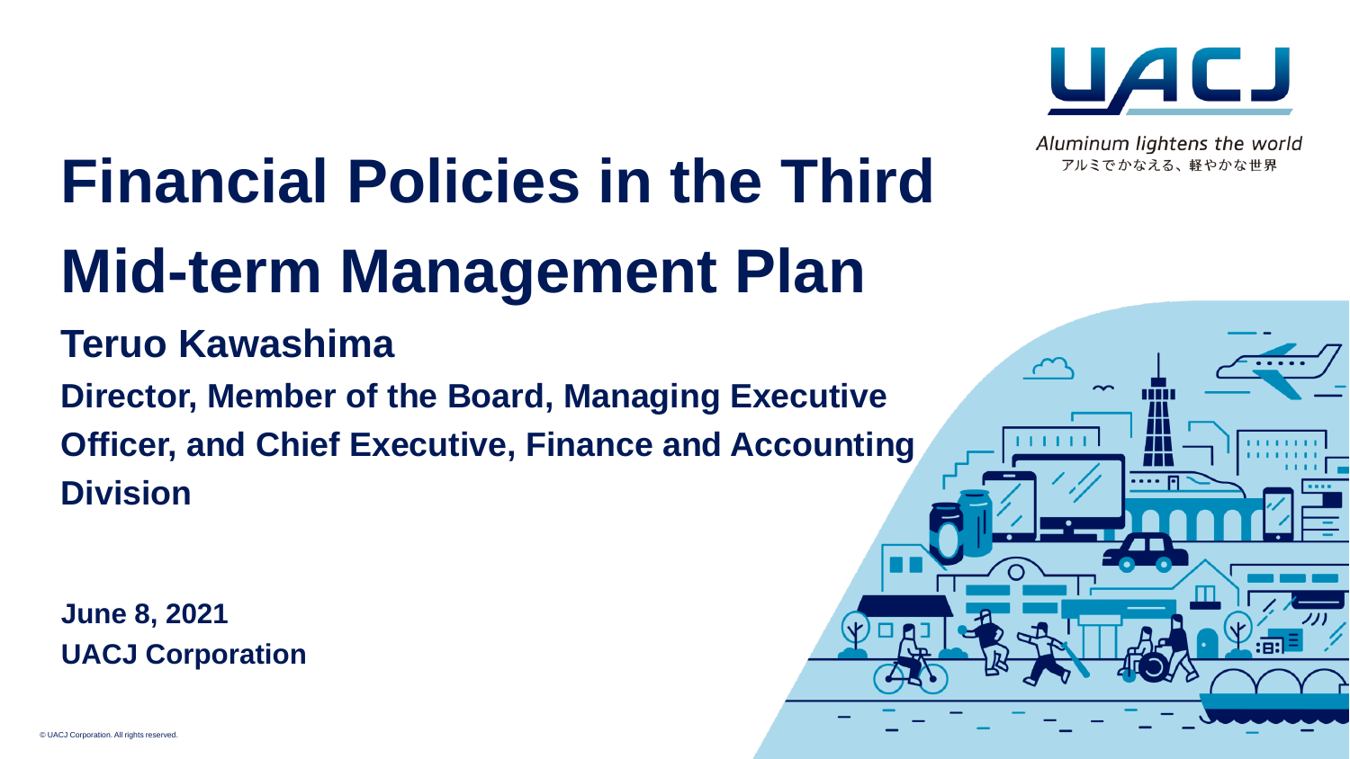Aluminum lightens the world

アルミでかなえる、軽やかな世界

# Financial Policies in the Third Mid-term Management Plan

**Teruo Kawashima**

**Director, Member of the Board, Managing Executive Officer, and Chief Executive, Finance and Accounting Division**

**June 8, 2021**
**UACJ Corporation**

© UACJ Corporation. All rights reserved.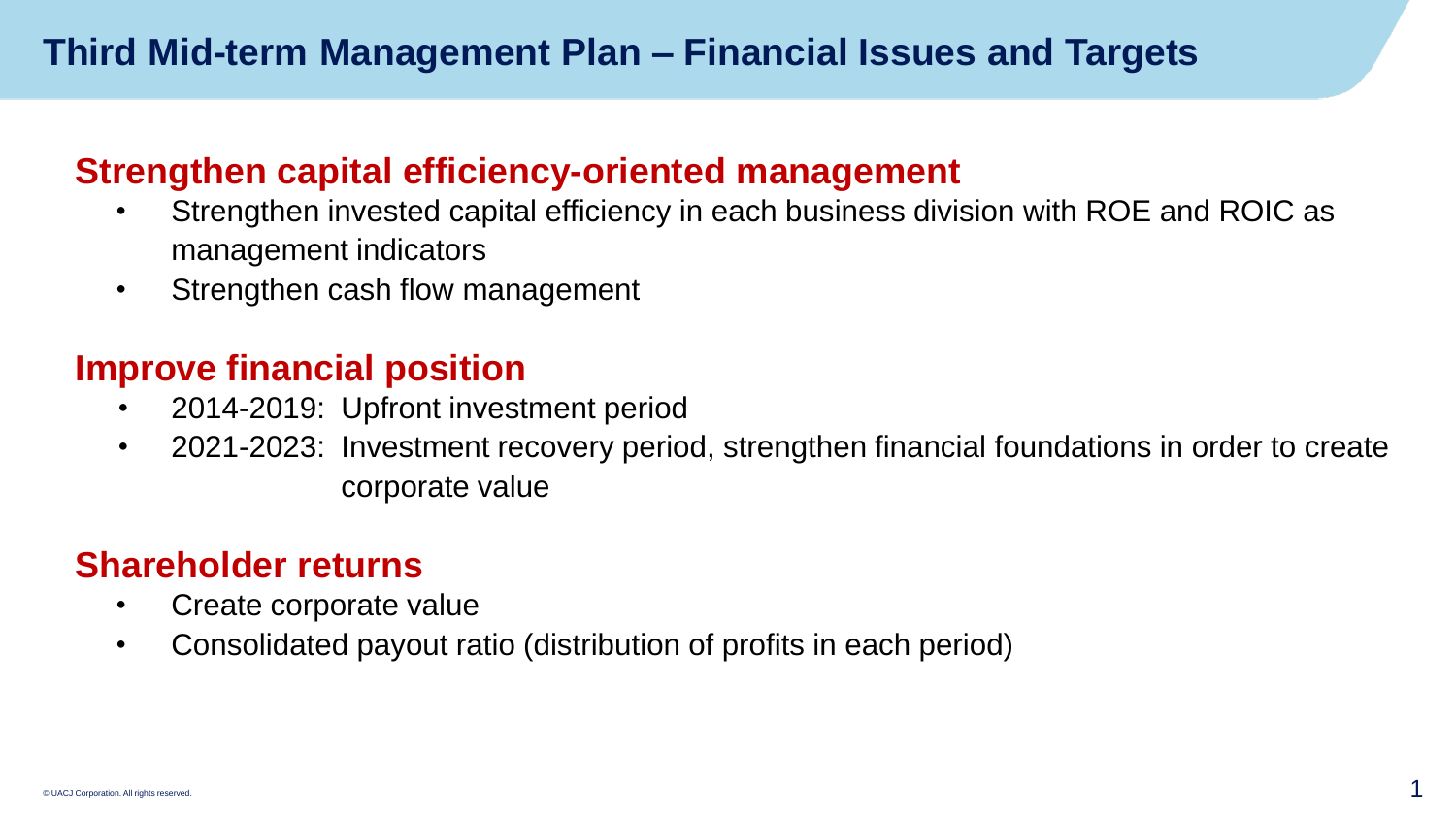# Third Mid-term Management Plan – Financial Issues and Targets

## Strengthen capital efficiency-oriented management

- Strengthen invested capital efficiency in each business division with ROE and ROIC as management indicators
- Strengthen cash flow management

## Improve financial position

- 2014-2019: Upfront investment period
- 2021-2023: Investment recovery period, strengthen financial foundations in order to create corporate value

## Shareholder returns

- Create corporate value
- Consolidated payout ratio (distribution of profits in each period)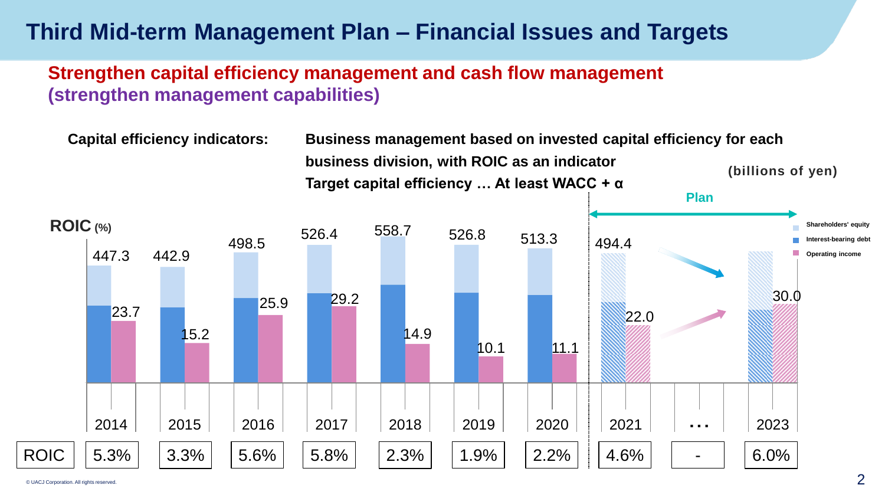# Third Mid-term Management Plan – Financial Issues and Targets

## Strengthen capital efficiency management and cash flow management (strengthen management capabilities)

**Capital efficiency indicators:** **Business management based on invested capital efficiency for each business division, with ROIC as an indicator**

**Target capital efficiency … At least WACC + α**

(billions of yen)

ROIC (%)

Legend: Shareholders' equity / Interest-bearing debt / Operating income

| | 2014 | 2015 | 2016 | 2017 | 2018 | 2019 | 2020 | 2021 (Plan) | … | 2023 (Plan) |
|---|---|---|---|---|---|---|---|---|---|---|
| Invested capital (Shareholders' equity + Interest-bearing debt) | 447.3 | 442.9 | 498.5 | 526.4 | 558.7 | 526.8 | 513.3 | 494.4 | | |
| Operating income | 23.7 | 15.2 | 25.9 | 29.2 | 14.9 | 10.1 | 11.1 | 22.0 | | 30.0 |
| ROIC | 5.3% | 3.3% | 5.6% | 5.8% | 2.3% | 1.9% | 2.2% | 4.6% | - | 6.0% |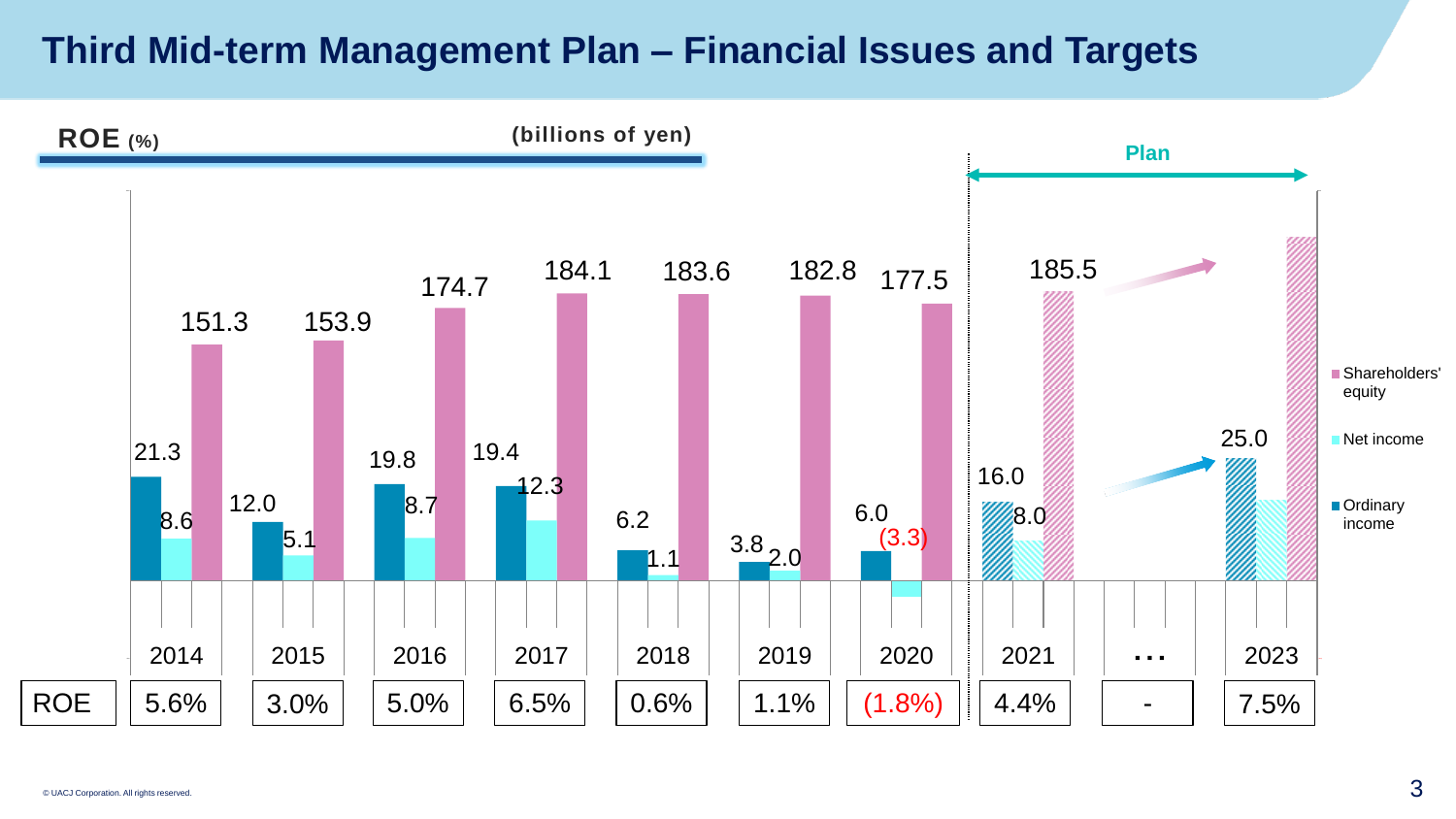# Third Mid-term Management Plan – Financial Issues and Targets

**ROE (%)** **(billions of yen)**

Plan

| | 2014 | 2015 | 2016 | 2017 | 2018 | 2019 | 2020 | 2021 | … | 2023 |
|---|---|---|---|---|---|---|---|---|---|---|
| Ordinary income | 21.3 | 12.0 | 19.8 | 19.4 | 6.2 | 3.8 | 6.0 | 16.0 | | 25.0 |
| Net income | 8.6 | 5.1 | 8.7 | 12.3 | 1.1 | 2.0 | (3.3) | 8.0 | | |
| Shareholders' equity | 151.3 | 153.9 | 174.7 | 184.1 | 183.6 | 182.8 | 177.5 | 185.5 | | |
| ROE | 5.6% | 3.0% | 5.0% | 6.5% | 0.6% | 1.1% | (1.8%) | 4.4% | - | 7.5% |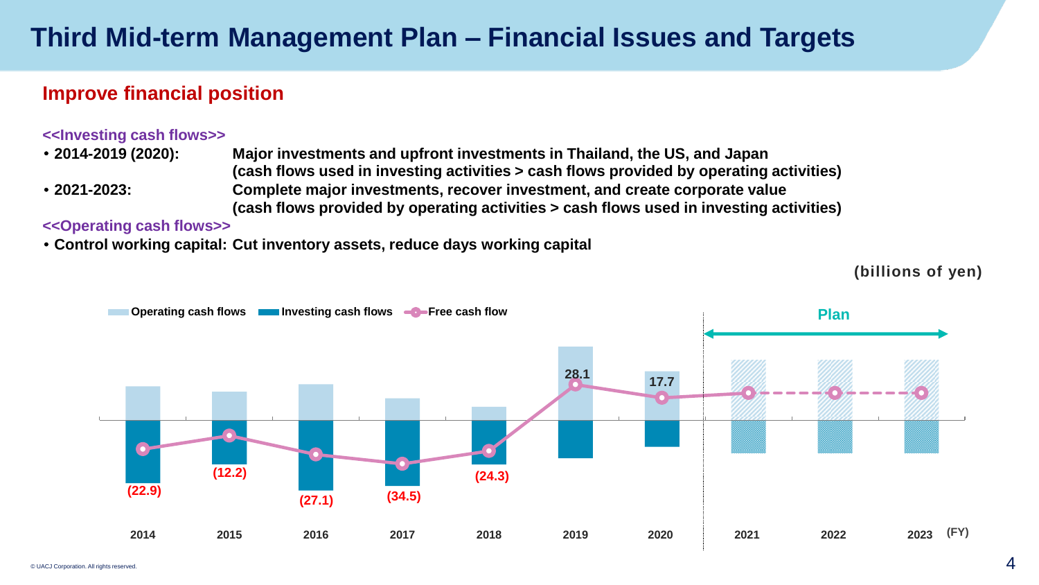# Third Mid-term Management Plan – Financial Issues and Targets

## Improve financial position

**<<Investing cash flows>>**

- **2014-2019 (2020):** **Major investments and upfront investments in Thailand, the US, and Japan (cash flows used in investing activities > cash flows provided by operating activities)**
- **2021-2023:** **Complete major investments, recover investment, and create corporate value (cash flows provided by operating activities > cash flows used in investing activities)**

**<<Operating cash flows>>**

- **Control working capital: Cut inventory assets, reduce days working capital**

(billions of yen)

Legend: Operating cash flows / Investing cash flows / Free cash flow

| FY | 2014 | 2015 | 2016 | 2017 | 2018 | 2019 | 2020 | 2021 | 2022 | 2023 |
|---|---|---|---|---|---|---|---|---|---|---|
| Free cash flow | (22.9) | (12.2) | (27.1) | (34.5) | (24.3) | 28.1 | 17.7 | | | |

Plan: 2021–2023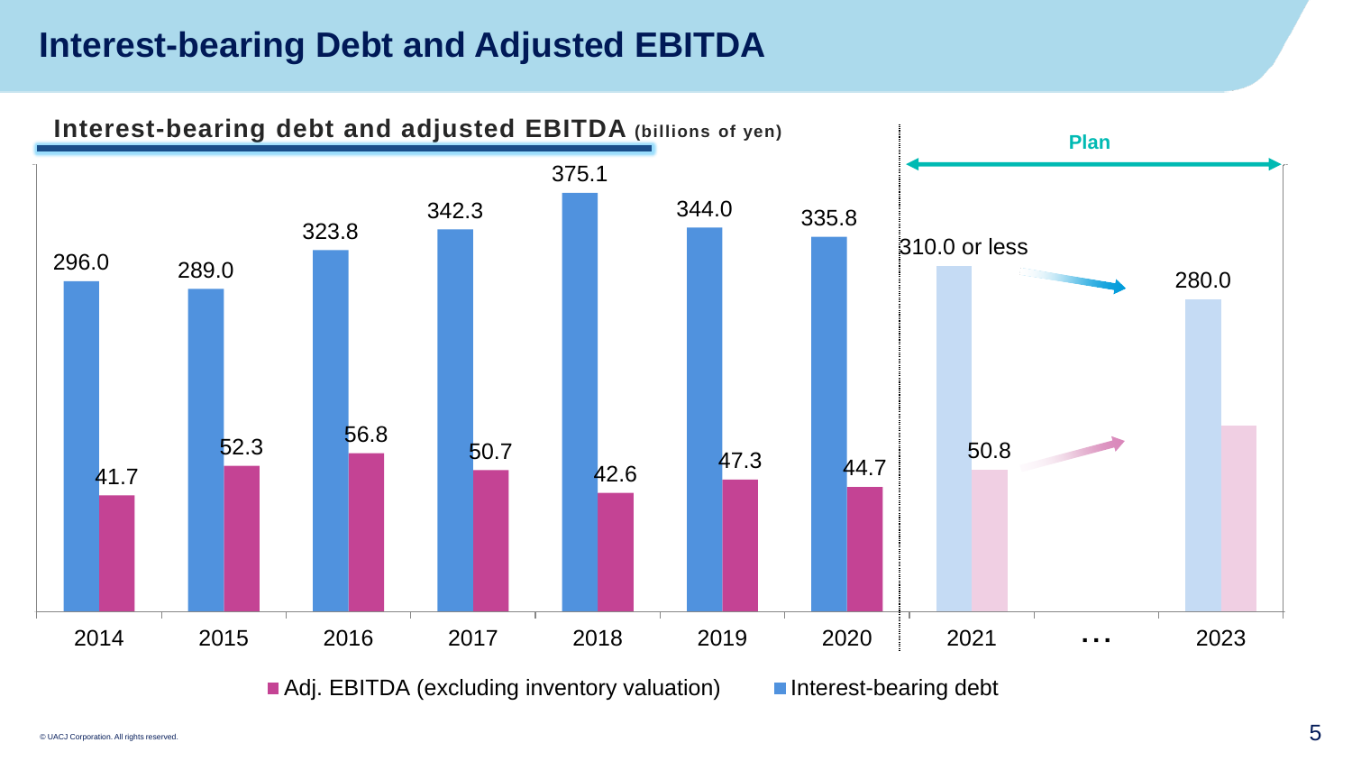# Interest-bearing Debt and Adjusted EBITDA

## Interest-bearing debt and adjusted EBITDA (billions of yen)

| | 2014 | 2015 | 2016 | 2017 | 2018 | 2019 | 2020 | 2021 (Plan) | … | 2023 (Plan) |
|---|---|---|---|---|---|---|---|---|---|---|
| Interest-bearing debt | 296.0 | 289.0 | 323.8 | 342.3 | 375.1 | 344.0 | 335.8 | 310.0 or less | | 280.0 |
| Adj. EBITDA (excluding inventory valuation) | 41.7 | 52.3 | 56.8 | 50.7 | 42.6 | 47.3 | 44.7 | 50.8 | | |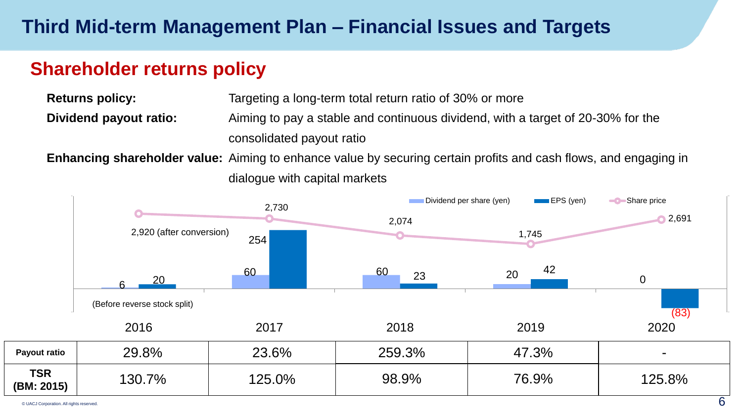# Third Mid-term Management Plan – Financial Issues and Targets

## Shareholder returns policy

**Returns policy:** Targeting a long-term total return ratio of 30% or more

**Dividend payout ratio:** Aiming to pay a stable and continuous dividend, with a target of 20-30% for the consolidated payout ratio

**Enhancing shareholder value:** Aiming to enhance value by securing certain profits and cash flows, and engaging in dialogue with capital markets

| | 2016 | 2017 | 2018 | 2019 | 2020 |
|---|---|---|---|---|---|
| Dividend per share (yen) | 6 (Before reverse stock split) | 60 | 60 | 20 | 0 |
| EPS (yen) | 20 | 254 | 23 | 42 | (83) |
| Share price | 2,920 (after conversion) | 2,730 | 2,074 | 1,745 | 2,691 |
| **Payout ratio** | 29.8% | 23.6% | 259.3% | 47.3% | - |
| **TSR (BM: 2015)** | 130.7% | 125.0% | 98.9% | 76.9% | 125.8% |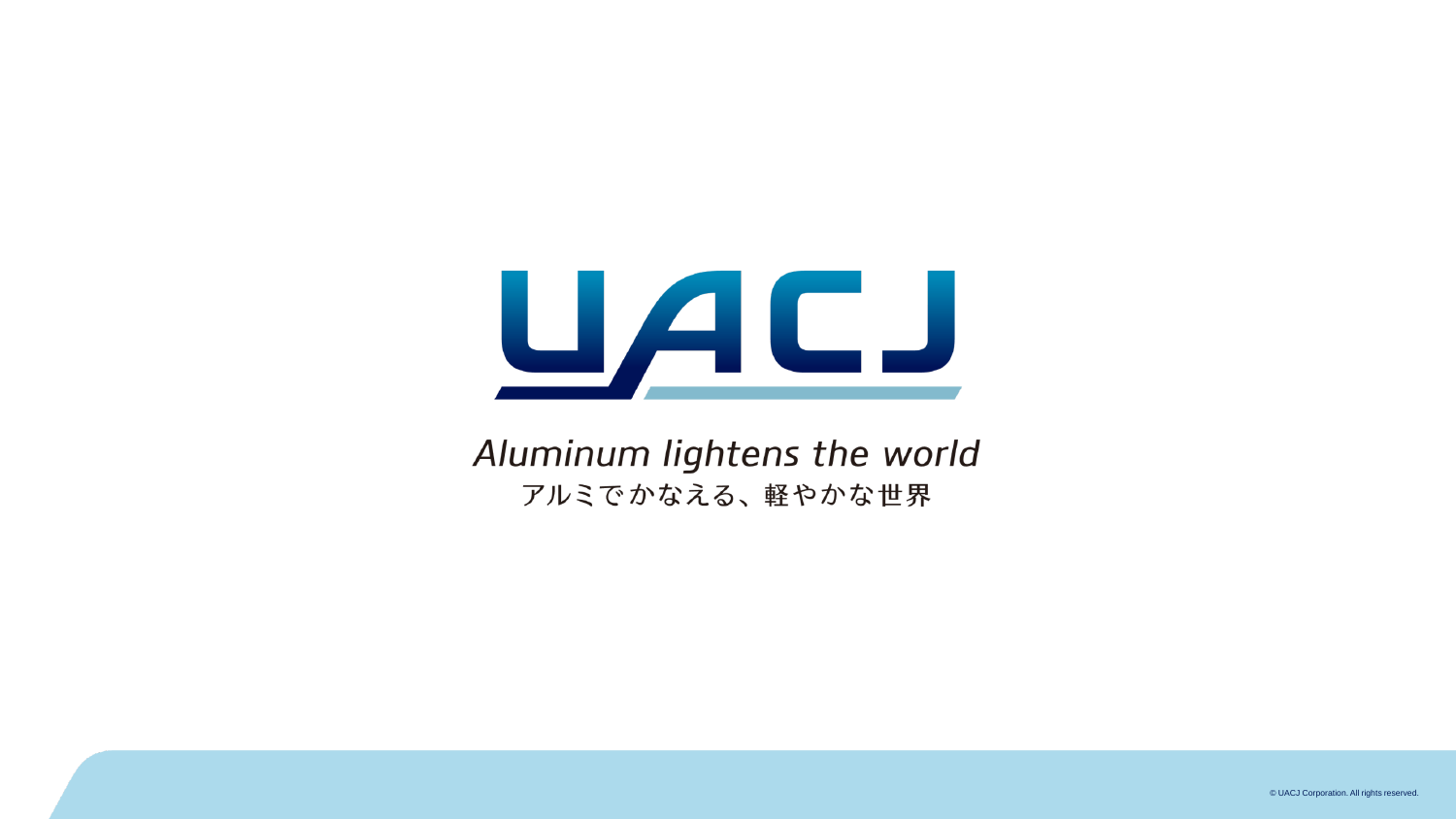UACJ

*Aluminum lightens the world*

アルミでかなえる、軽やかな世界

© UACJ Corporation. All rights reserved.